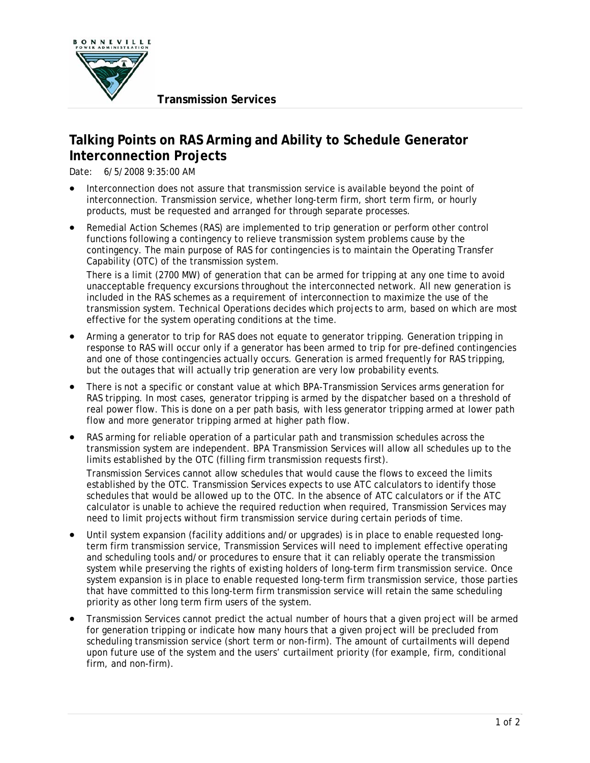**Transmission Services**

# Talking Points on RAS Arming and Ability to Schedule Generator Interconnection Projects

Date: 6/5/2008 9:35:00 AM

- Interconnection does not assure that transmission service is available beyond the point of interconnection. Transmission service, whether long-term firm, short term firm, or hourly products, must be requested and arranged for through separate processes.
- Remedial Action Schemes (RAS) are implemented to trip generation or perform other control functions following a contingency to relieve transmission system problems cause by the contingency. The main purpose of RAS for contingencies is to maintain the Operating Transfer Capability (OTC) of the transmission system.

  There is a limit (2700 MW) of generation that can be armed for tripping at any one time to avoid unacceptable frequency excursions throughout the interconnected network. All new generation is included in the RAS schemes as a requirement of interconnection to maximize the use of the transmission system. Technical Operations decides which projects to arm, based on which are most effective for the system operating conditions at the time.
- Arming a generator to trip for RAS does not equate to generator tripping. Generation tripping in response to RAS will occur only if a generator has been armed to trip for pre-defined contingencies and one of those contingencies actually occurs. Generation is armed frequently for RAS tripping, but the outages that will actually trip generation are very low probability events.
- There is not a specific or constant value at which BPA-Transmission Services arms generation for RAS tripping. In most cases, generator tripping is armed by the dispatcher based on a threshold of real power flow. This is done on a per path basis, with less generator tripping armed at lower path flow and more generator tripping armed at higher path flow.
- RAS arming for reliable operation of a particular path and transmission schedules across the transmission system are independent. BPA Transmission Services will allow all schedules up to the limits established by the OTC (filling firm transmission requests first).

  Transmission Services cannot allow schedules that would cause the flows to exceed the limits established by the OTC. Transmission Services expects to use ATC calculators to identify those schedules that would be allowed up to the OTC. In the absence of ATC calculators or if the ATC calculator is unable to achieve the required reduction when required, Transmission Services may need to limit projects without firm transmission service during certain periods of time.
- Until system expansion (facility additions and/or upgrades) is in place to enable requested long-term firm transmission service, Transmission Services will need to implement effective operating and scheduling tools and/or procedures to ensure that it can reliably operate the transmission system while preserving the rights of existing holders of long-term firm transmission service. Once system expansion is in place to enable requested long-term firm transmission service, those parties that have committed to this long-term firm transmission service will retain the same scheduling priority as other long term firm users of the system.
- Transmission Services cannot predict the actual number of hours that a given project will be armed for generation tripping or indicate how many hours that a given project will be precluded from scheduling transmission service (short term or non-firm). The amount of curtailments will depend upon future use of the system and the users' curtailment priority (for example, firm, conditional firm, and non-firm).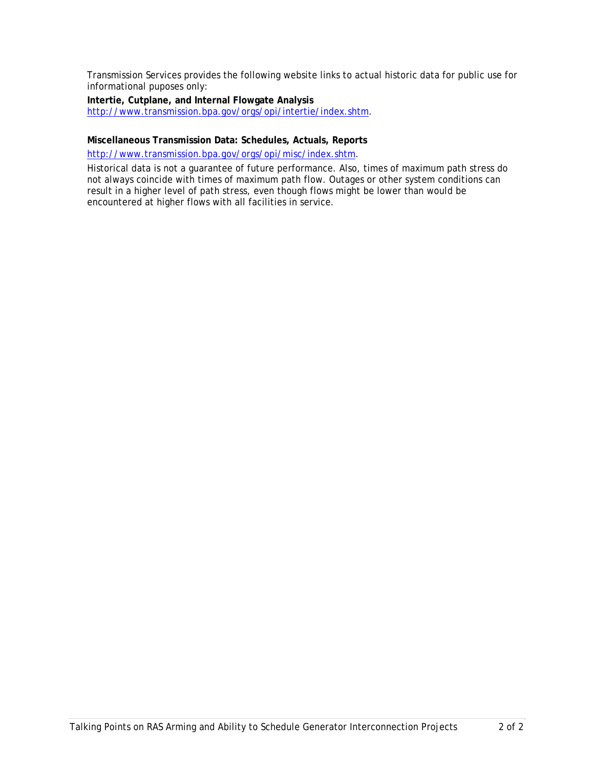Transmission Services provides the following website links to actual historic data for public use for informational puposes only:

**Intertie, Cutplane, and Internal Flowgate Analysis**
http://www.transmission.bpa.gov/orgs/opi/intertie/index.shtm.

**Miscellaneous Transmission Data: Schedules, Actuals, Reports**

http://www.transmission.bpa.gov/orgs/opi/misc/index.shtm.

Historical data is not a guarantee of future performance. Also, times of maximum path stress do not always coincide with times of maximum path flow. Outages or other system conditions can result in a higher level of path stress, even though flows might be lower than would be encountered at higher flows with all facilities in service.